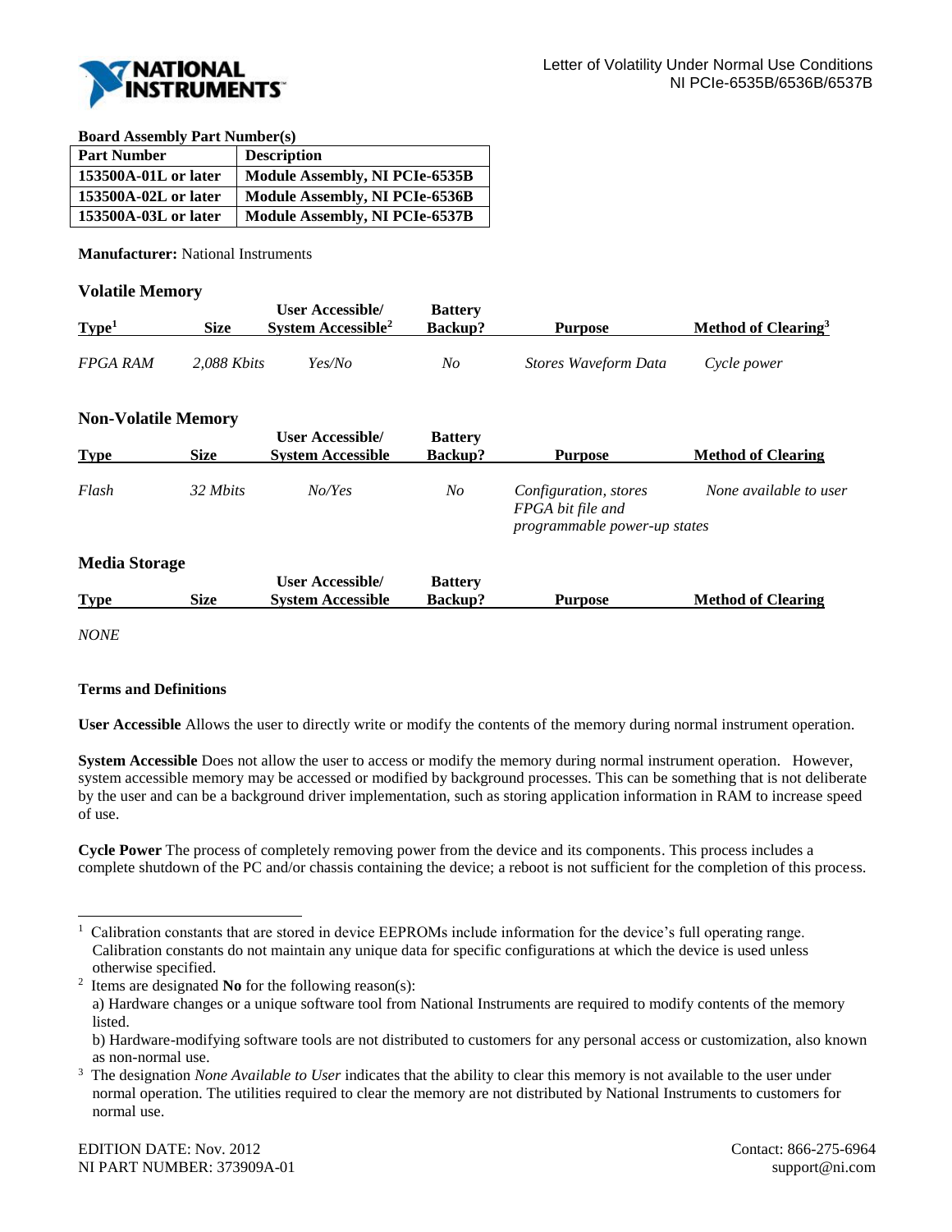Letter of Volatility Under Normal Use Conditions
NI PCIe-6535B/6536B/6537B

**Board Assembly Part Number(s)**

| Part Number | Description |
|---|---|
| 153500A-01L or later | Module Assembly, NI PCIe-6535B |
| 153500A-02L or later | Module Assembly, NI PCIe-6536B |
| 153500A-03L or later | Module Assembly, NI PCIe-6537B |

**Manufacturer:** National Instruments

## Volatile Memory

| Type[1] | Size | User Accessible/ System Accessible[2] | Battery Backup? | Purpose | Method of Clearing[3] |
|---|---|---|---|---|---|
| *FPGA RAM* | *2,088 Kbits* | *Yes/No* | *No* | *Stores Waveform Data* | *Cycle power* |

## Non-Volatile Memory

| Type | Size | User Accessible/ System Accessible | Battery Backup? | Purpose | Method of Clearing |
|---|---|---|---|---|---|
| *Flash* | *32 Mbits* | *No/Yes* | *No* | *Configuration, stores FPGA bit file and programmable power-up states* | *None available to user* |

## Media Storage

| Type | Size | User Accessible/ System Accessible | Battery Backup? | Purpose | Method of Clearing |
|---|---|---|---|---|---|

*NONE*

**Terms and Definitions**

**User Accessible** Allows the user to directly write or modify the contents of the memory during normal instrument operation.

**System Accessible** Does not allow the user to access or modify the memory during normal instrument operation. However, system accessible memory may be accessed or modified by background processes. This can be something that is not deliberate by the user and can be a background driver implementation, such as storing application information in RAM to increase speed of use.

**Cycle Power** The process of completely removing power from the device and its components. This process includes a complete shutdown of the PC and/or chassis containing the device; a reboot is not sufficient for the completion of this process.

[1] Calibration constants that are stored in device EEPROMs include information for the device's full operating range. Calibration constants do not maintain any unique data for specific configurations at which the device is used unless otherwise specified.

[2] Items are designated **No** for the following reason(s):
a) Hardware changes or a unique software tool from National Instruments are required to modify contents of the memory listed.
b) Hardware-modifying software tools are not distributed to customers for any personal access or customization, also known as non-normal use.

[3] The designation *None Available to User* indicates that the ability to clear this memory is not available to the user under normal operation. The utilities required to clear the memory are not distributed by National Instruments to customers for normal use.

EDITION DATE: Nov. 2012
NI PART NUMBER: 373909A-01

Contact: 866-275-6964
support@ni.com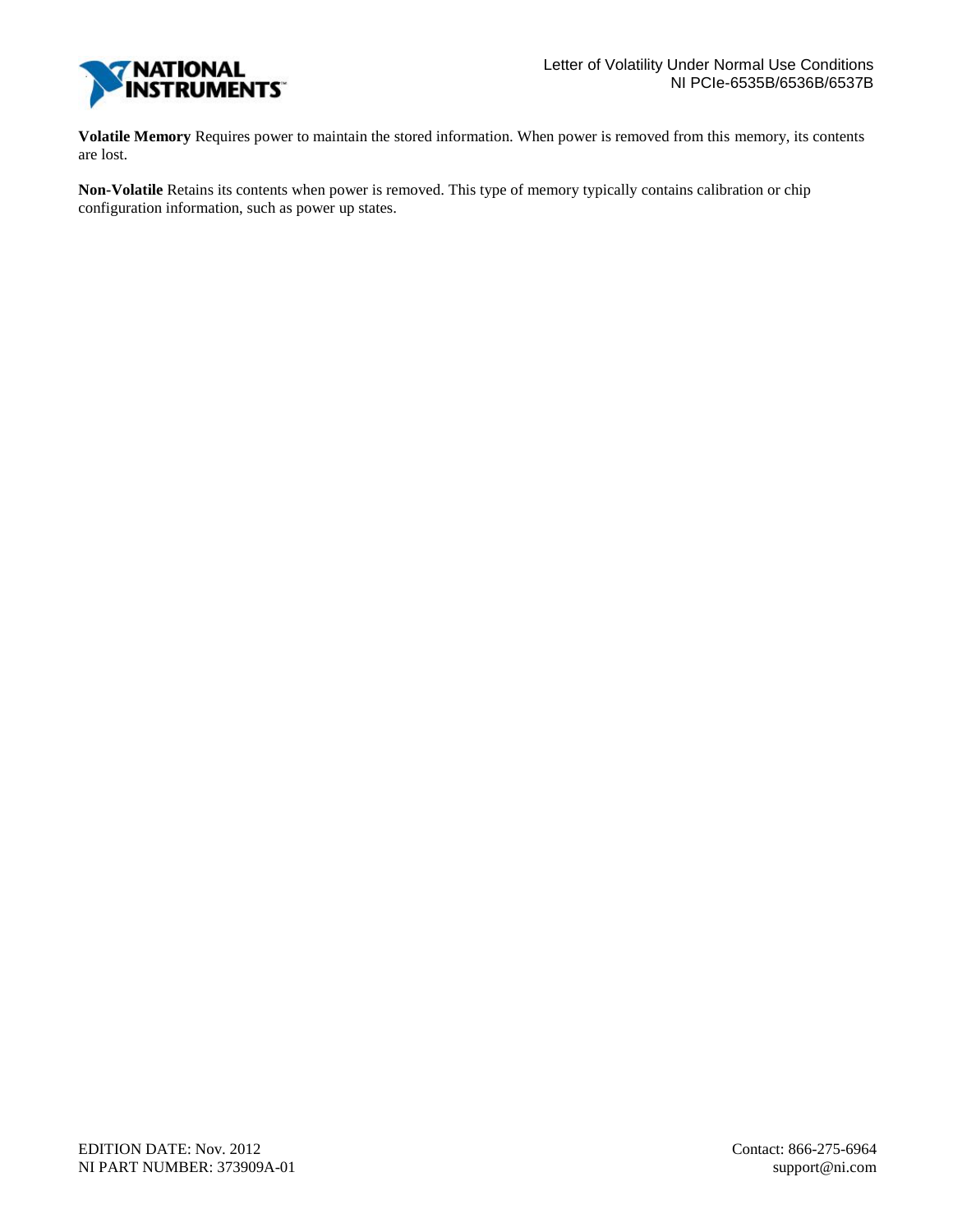**Volatile Memory** Requires power to maintain the stored information. When power is removed from this memory, its contents are lost.

**Non-Volatile** Retains its contents when power is removed. This type of memory typically contains calibration or chip configuration information, such as power up states.